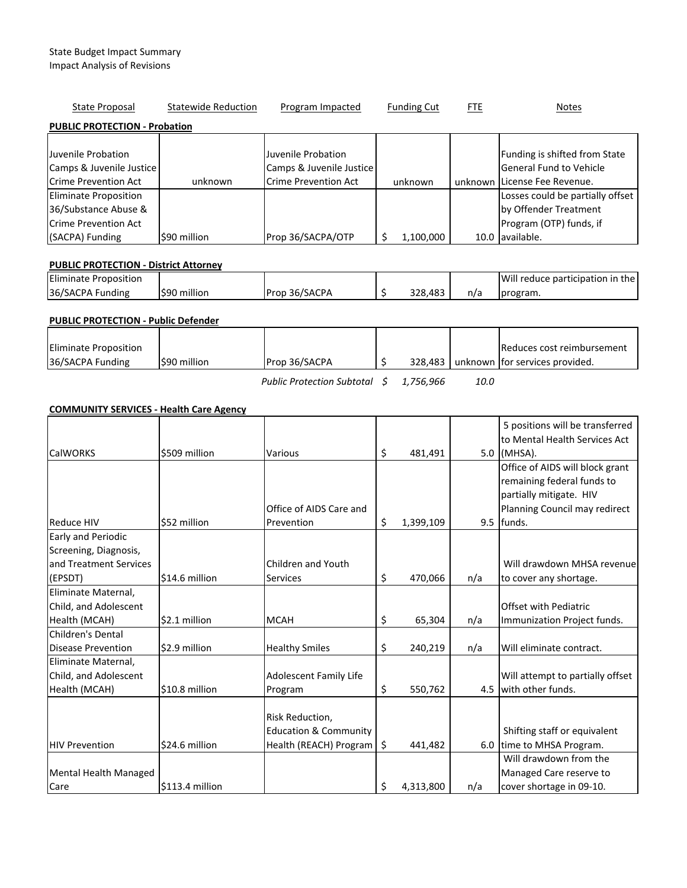State Budget Impact Summary
Impact Analysis of Revisions

| State Proposal | Statewide Reduction | Program Impacted | Funding Cut | FTE | Notes |
|---|---|---|---|---|---|
| **PUBLIC PROTECTION - Probation** | | | | | |
| Juvenile Probation Camps & Juvenile Justice Crime Prevention Act | unknown | Juvenile Probation Camps & Juvenile Justice Crime Prevention Act | unknown | unknown | Funding is shifted from State General Fund to Vehicle License Fee Revenue. |
| Eliminate Proposition 36/Substance Abuse & Crime Prevention Act (SACPA) Funding | $90 million | Prop 36/SACPA/OTP | $ 1,100,000 | 10.0 | Losses could be partially offset by Offender Treatment Program (OTP) funds, if available. |
| **PUBLIC PROTECTION - District Attorney** | | | | | |
| Eliminate Proposition 36/SACPA Funding | $90 million | Prop 36/SACPA | $ 328,483 | n/a | Will reduce participation in the program. |
| **PUBLIC PROTECTION - Public Defender** | | | | | |
| Eliminate Proposition 36/SACPA Funding | $90 million | Prop 36/SACPA | $ 328,483 | unknown | Reduces cost reimbursement for services provided. |
| | | *Public Protection Subtotal* | *$ 1,756,966* | *10.0* | |
| **COMMUNITY SERVICES - Health Care Agency** | | | | | |
| CalWORKS | $509 million | Various | $ 481,491 | 5.0 | 5 positions will be transferred to Mental Health Services Act (MHSA). |
| Reduce HIV | $52 million | Office of AIDS Care and Prevention | $ 1,399,109 | 9.5 | Office of AIDS will block grant remaining federal funds to partially mitigate. HIV Planning Council may redirect funds. |
| Early and Periodic Screening, Diagnosis, and Treatment Services (EPSDT) | $14.6 million | Children and Youth Services | $ 470,066 | n/a | Will drawdown MHSA revenue to cover any shortage. |
| Eliminate Maternal, Child, and Adolescent Health (MCAH) | $2.1 million | MCAH | $ 65,304 | n/a | Offset with Pediatric Immunization Project funds. |
| Children's Dental Disease Prevention | $2.9 million | Healthy Smiles | $ 240,219 | n/a | Will eliminate contract. |
| Eliminate Maternal, Child, and Adolescent Health (MCAH) | $10.8 million | Adolescent Family Life Program | $ 550,762 | 4.5 | Will attempt to partially offset with other funds. |
| HIV Prevention | $24.6 million | Risk Reduction, Education & Community Health (REACH) Program | $ 441,482 | 6.0 | Shifting staff or equivalent time to MHSA Program. |
| Mental Health Managed Care | $113.4 million | | $ 4,313,800 | n/a | Will drawdown from the Managed Care reserve to cover shortage in 09-10. |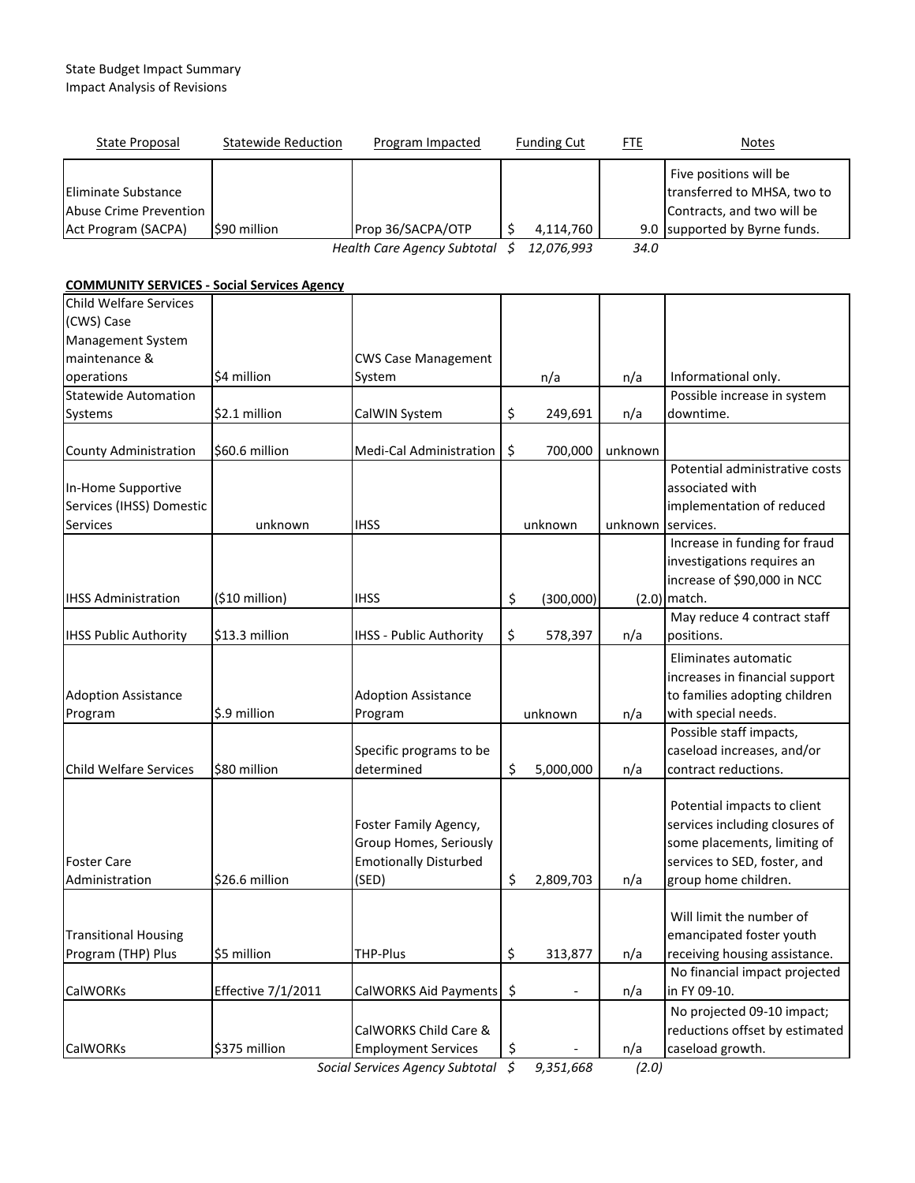State Budget Impact Summary
Impact Analysis of Revisions

| State Proposal | Statewide Reduction | Program Impacted | Funding Cut | FTE | Notes |
|---|---|---|---|---|---|
| Eliminate Substance Abuse Crime Prevention Act Program (SACPA) | $90 million | Prop 36/SACPA/OTP | $ 4,114,760 | 9.0 | Five positions will be transferred to MHSA, two to Contracts, and two will be supported by Byrne funds. |
| | | *Health Care Agency Subtotal* | *$ 12,076,993* | *34.0* | |

**COMMUNITY SERVICES - Social Services Agency**

| State Proposal | Statewide Reduction | Program Impacted | Funding Cut | FTE | Notes |
|---|---|---|---|---|---|
| Child Welfare Services (CWS) Case Management System maintenance & operations | $4 million | CWS Case Management System | n/a | n/a | Informational only. |
| Statewide Automation Systems | $2.1 million | CalWIN System | $ 249,691 | n/a | Possible increase in system downtime. |
| County Administration | $60.6 million | Medi-Cal Administration | $ 700,000 | unknown | |
| In-Home Supportive Services (IHSS) Domestic Services | unknown | IHSS | unknown | unknown | Potential administrative costs associated with implementation of reduced services. |
| IHSS Administration | ($10 million) | IHSS | $ (300,000) | (2.0) | Increase in funding for fraud investigations requires an increase of $90,000 in NCC match. |
| IHSS Public Authority | $13.3 million | IHSS - Public Authority | $ 578,397 | n/a | May reduce 4 contract staff positions. |
| Adoption Assistance Program | $.9 million | Adoption Assistance Program | unknown | n/a | Eliminates automatic increases in financial support to families adopting children with special needs. |
| Child Welfare Services | $80 million | Specific programs to be determined | $ 5,000,000 | n/a | Possible staff impacts, caseload increases, and/or contract reductions. |
| Foster Care Administration | $26.6 million | Foster Family Agency, Group Homes, Seriously Emotionally Disturbed (SED) | $ 2,809,703 | n/a | Potential impacts to client services including closures of some placements, limiting of services to SED, foster, and group home children. |
| Transitional Housing Program (THP) Plus | $5 million | THP-Plus | $ 313,877 | n/a | Will limit the number of emancipated foster youth receiving housing assistance. |
| CalWORKs | Effective 7/1/2011 | CalWORKS Aid Payments | $ - | n/a | No financial impact projected in FY 09-10. |
| CalWORKs | $375 million | CalWORKS Child Care & Employment Services | $ - | n/a | No projected 09-10 impact; reductions offset by estimated caseload growth. |
| | | *Social Services Agency Subtotal* | *$ 9,351,668* | *(2.0)* | |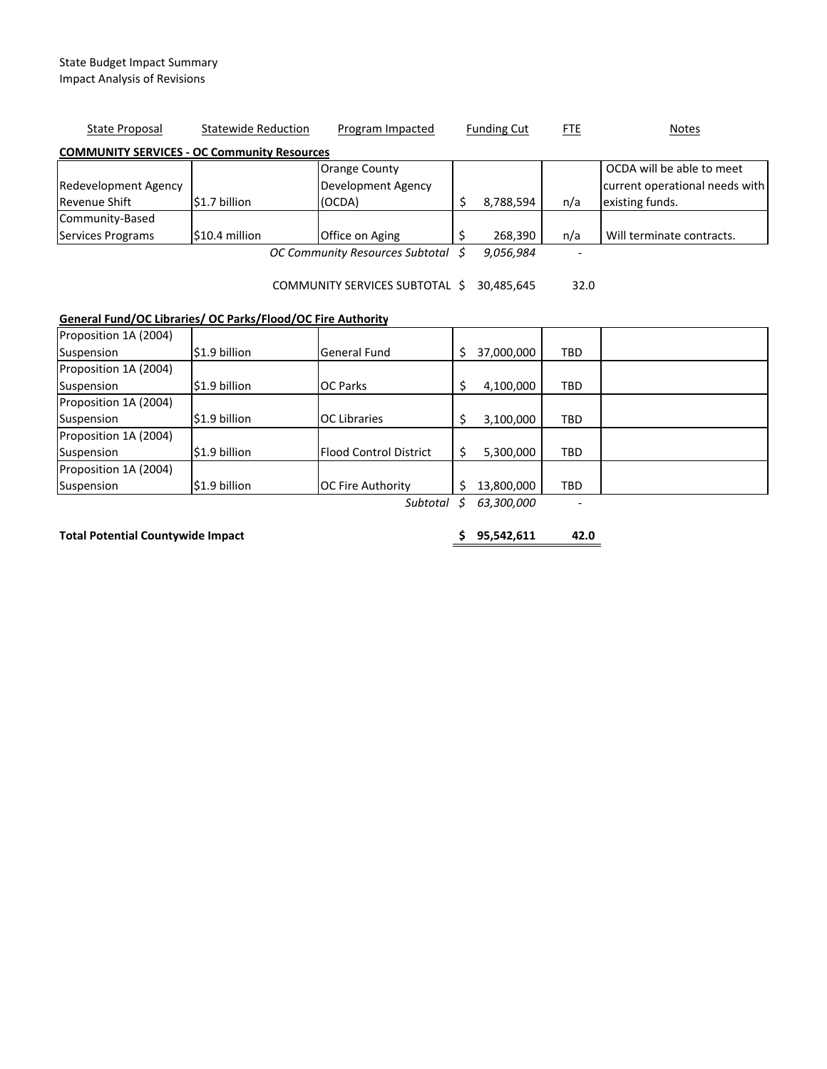State Budget Impact Summary
Impact Analysis of Revisions

| State Proposal | Statewide Reduction | Program Impacted | Funding Cut | FTE | Notes |
|---|---|---|---|---|---|
| **COMMUNITY SERVICES - OC Community Resources** | | | | | |
| Redevelopment Agency Revenue Shift | $1.7 billion | Orange County Development Agency (OCDA) | $ 8,788,594 | n/a | OCDA will be able to meet current operational needs with existing funds. |
| Community-Based Services Programs | $10.4 million | Office on Aging | $ 268,390 | n/a | Will terminate contracts. |
| | | *OC Community Resources Subtotal* | *$ 9,056,984* | - | |
| | | COMMUNITY SERVICES SUBTOTAL | $ 30,485,645 | 32.0 | |
| **General Fund/OC Libraries/ OC Parks/Flood/OC Fire Authority** | | | | | |
| Proposition 1A (2004) Suspension | $1.9 billion | General Fund | $ 37,000,000 | TBD | |
| Proposition 1A (2004) Suspension | $1.9 billion | OC Parks | $ 4,100,000 | TBD | |
| Proposition 1A (2004) Suspension | $1.9 billion | OC Libraries | $ 3,100,000 | TBD | |
| Proposition 1A (2004) Suspension | $1.9 billion | Flood Control District | $ 5,300,000 | TBD | |
| Proposition 1A (2004) Suspension | $1.9 billion | OC Fire Authority | $ 13,800,000 | TBD | |
| | | *Subtotal* | *$ 63,300,000* | - | |
| **Total Potential Countywide Impact** | | | **$ 95,542,611** | **42.0** | |